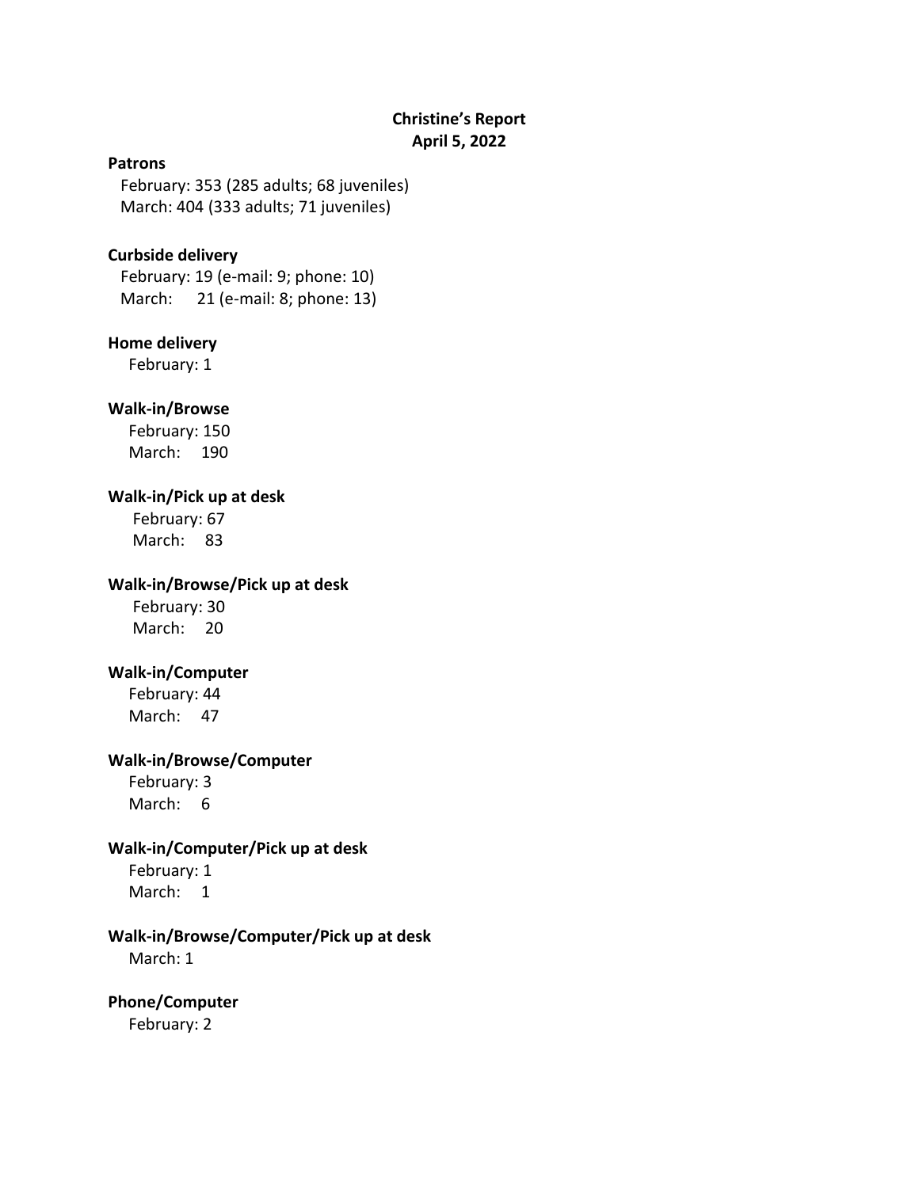# Christine's Report
## April 5, 2022

**Patrons**

February: 353 (285 adults; 68 juveniles)
March: 404 (333 adults; 71 juveniles)

**Curbside delivery**

February: 19 (e-mail: 9; phone: 10)
March: 21 (e-mail: 8; phone: 13)

**Home delivery**

February: 1

**Walk-in/Browse**

February: 150
March: 190

**Walk-in/Pick up at desk**

February: 67
March: 83

**Walk-in/Browse/Pick up at desk**

February: 30
March: 20

**Walk-in/Computer**

February: 44
March: 47

**Walk-in/Browse/Computer**

February: 3
March: 6

**Walk-in/Computer/Pick up at desk**

February: 1
March: 1

**Walk-in/Browse/Computer/Pick up at desk**

March: 1

**Phone/Computer**

February: 2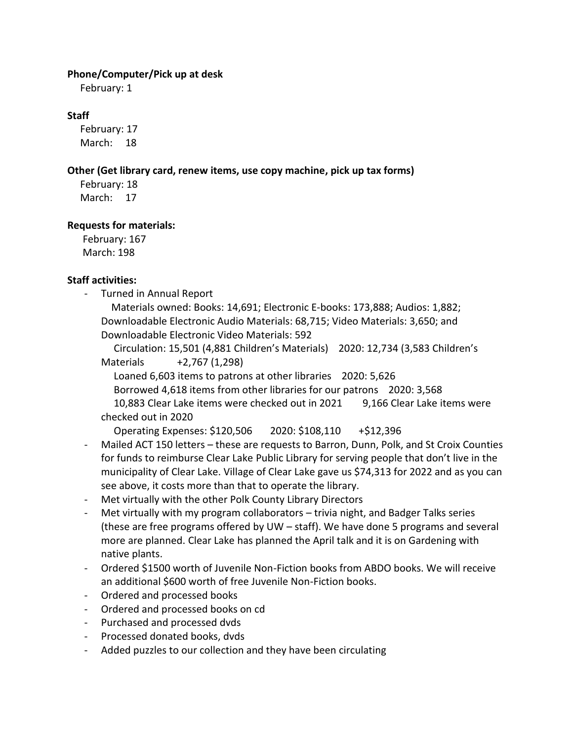**Phone/Computer/Pick up at desk**

February: 1

**Staff**

February: 17
March: 18

**Other (Get library card, renew items, use copy machine, pick up tax forms)**

February: 18
March: 17

**Requests for materials:**

February: 167
March: 198

**Staff activities:**

- Turned in Annual Report
  Materials owned: Books: 14,691; Electronic E-books: 173,888; Audios: 1,882; Downloadable Electronic Audio Materials: 68,715; Video Materials: 3,650; and Downloadable Electronic Video Materials: 592
  Circulation: 15,501 (4,881 Children's Materials) 2020: 12,734 (3,583 Children's Materials +2,767 (1,298)
  Loaned 6,603 items to patrons at other libraries 2020: 5,626
  Borrowed 4,618 items from other libraries for our patrons 2020: 3,568
  10,883 Clear Lake items were checked out in 2021 9,166 Clear Lake items were checked out in 2020
  Operating Expenses: $120,506 2020: $108,110 +$12,396
- Mailed ACT 150 letters – these are requests to Barron, Dunn, Polk, and St Croix Counties for funds to reimburse Clear Lake Public Library for serving people that don't live in the municipality of Clear Lake. Village of Clear Lake gave us $74,313 for 2022 and as you can see above, it costs more than that to operate the library.
- Met virtually with the other Polk County Library Directors
- Met virtually with my program collaborators – trivia night, and Badger Talks series (these are free programs offered by UW – staff). We have done 5 programs and several more are planned. Clear Lake has planned the April talk and it is on Gardening with native plants.
- Ordered $1500 worth of Juvenile Non-Fiction books from ABDO books. We will receive an additional $600 worth of free Juvenile Non-Fiction books.
- Ordered and processed books
- Ordered and processed books on cd
- Purchased and processed dvds
- Processed donated books, dvds
- Added puzzles to our collection and they have been circulating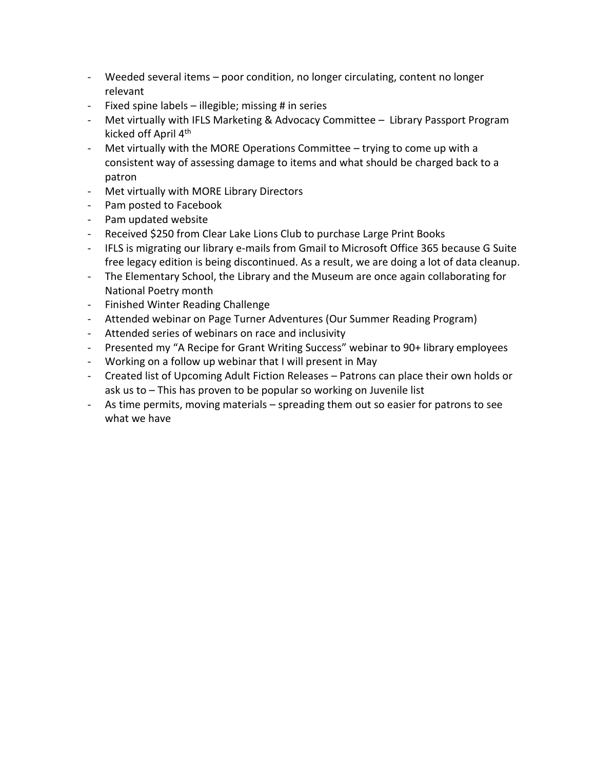- Weeded several items – poor condition, no longer circulating, content no longer relevant
- Fixed spine labels – illegible; missing # in series
- Met virtually with IFLS Marketing & Advocacy Committee – Library Passport Program kicked off April 4th
- Met virtually with the MORE Operations Committee – trying to come up with a consistent way of assessing damage to items and what should be charged back to a patron
- Met virtually with MORE Library Directors
- Pam posted to Facebook
- Pam updated website
- Received $250 from Clear Lake Lions Club to purchase Large Print Books
- IFLS is migrating our library e-mails from Gmail to Microsoft Office 365 because G Suite free legacy edition is being discontinued. As a result, we are doing a lot of data cleanup.
- The Elementary School, the Library and the Museum are once again collaborating for National Poetry month
- Finished Winter Reading Challenge
- Attended webinar on Page Turner Adventures (Our Summer Reading Program)
- Attended series of webinars on race and inclusivity
- Presented my "A Recipe for Grant Writing Success" webinar to 90+ library employees
- Working on a follow up webinar that I will present in May
- Created list of Upcoming Adult Fiction Releases – Patrons can place their own holds or ask us to – This has proven to be popular so working on Juvenile list
- As time permits, moving materials – spreading them out so easier for patrons to see what we have